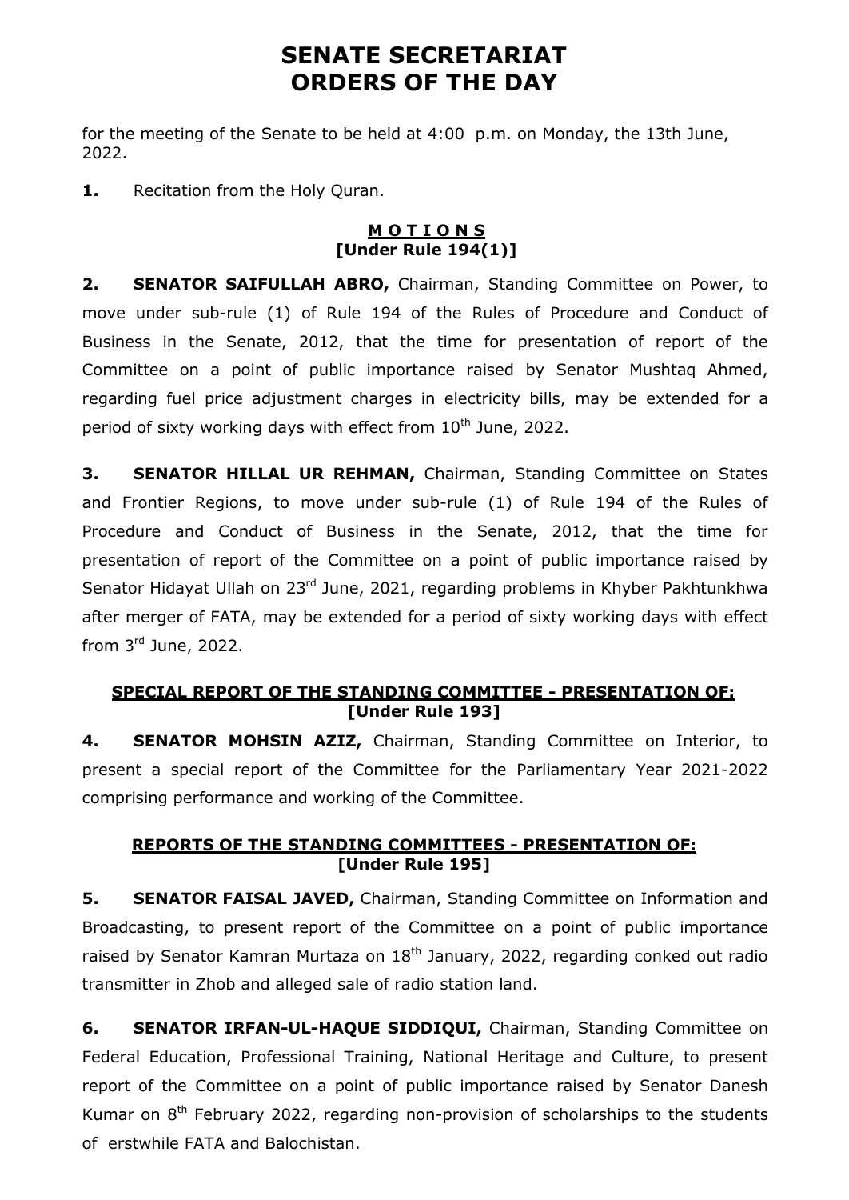# SENATE SECRETARIAT
# ORDERS OF THE DAY

for the meeting of the Senate to be held at 4:00 p.m. on Monday, the 13th June, 2022.

**1.** Recitation from the Holy Quran.

### M O T I O N S
### [Under Rule 194(1)]

**2. SENATOR SAIFULLAH ABRO,** Chairman, Standing Committee on Power, to move under sub-rule (1) of Rule 194 of the Rules of Procedure and Conduct of Business in the Senate, 2012, that the time for presentation of report of the Committee on a point of public importance raised by Senator Mushtaq Ahmed, regarding fuel price adjustment charges in electricity bills, may be extended for a period of sixty working days with effect from 10th June, 2022.

**3. SENATOR HILLAL UR REHMAN,** Chairman, Standing Committee on States and Frontier Regions, to move under sub-rule (1) of Rule 194 of the Rules of Procedure and Conduct of Business in the Senate, 2012, that the time for presentation of report of the Committee on a point of public importance raised by Senator Hidayat Ullah on 23rd June, 2021, regarding problems in Khyber Pakhtunkhwa after merger of FATA, may be extended for a period of sixty working days with effect from 3rd June, 2022.

### SPECIAL REPORT OF THE STANDING COMMITTEE - PRESENTATION OF:
### [Under Rule 193]

**4. SENATOR MOHSIN AZIZ,** Chairman, Standing Committee on Interior, to present a special report of the Committee for the Parliamentary Year 2021-2022 comprising performance and working of the Committee.

### REPORTS OF THE STANDING COMMITTEES - PRESENTATION OF:
### [Under Rule 195]

**5. SENATOR FAISAL JAVED,** Chairman, Standing Committee on Information and Broadcasting, to present report of the Committee on a point of public importance raised by Senator Kamran Murtaza on 18th January, 2022, regarding conked out radio transmitter in Zhob and alleged sale of radio station land.

**6. SENATOR IRFAN-UL-HAQUE SIDDIQUI,** Chairman, Standing Committee on Federal Education, Professional Training, National Heritage and Culture, to present report of the Committee on a point of public importance raised by Senator Danesh Kumar on 8th February 2022, regarding non-provision of scholarships to the students of erstwhile FATA and Balochistan.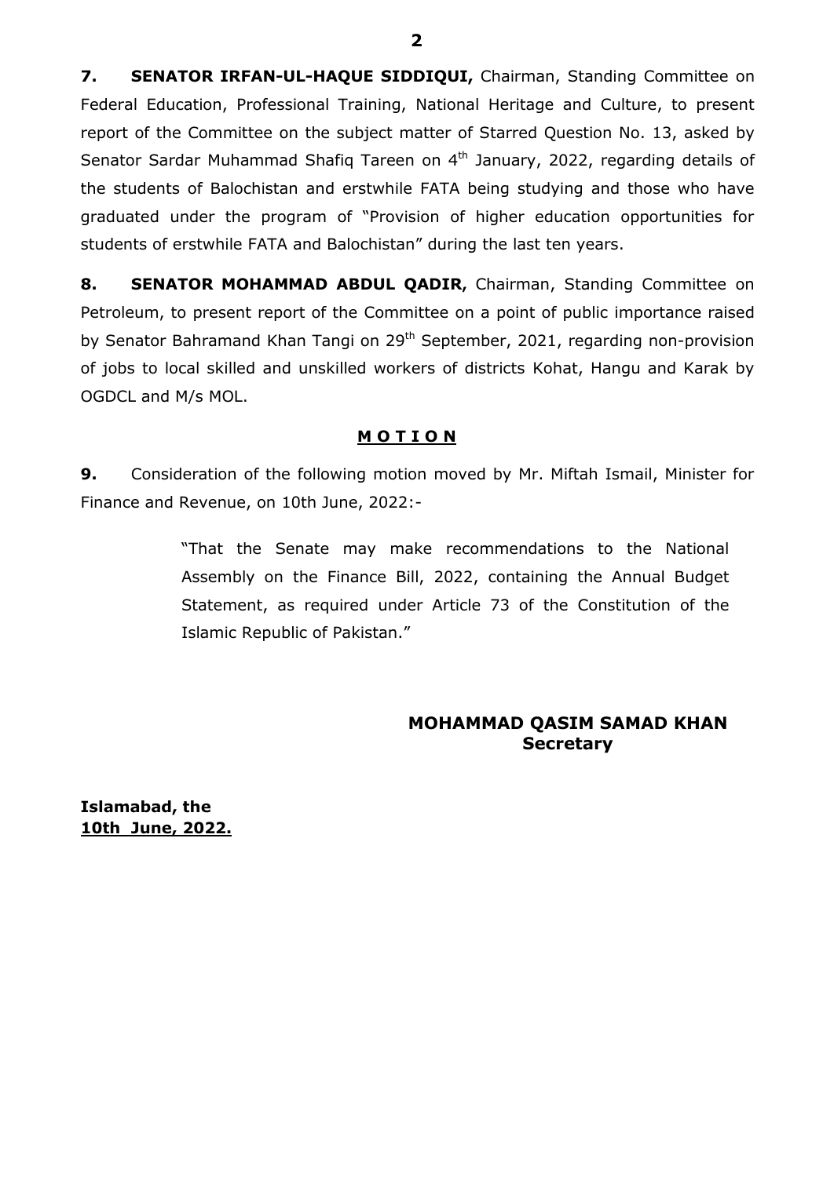**7.** **SENATOR IRFAN-UL-HAQUE SIDDIQUI,** Chairman, Standing Committee on Federal Education, Professional Training, National Heritage and Culture, to present report of the Committee on the subject matter of Starred Question No. 13, asked by Senator Sardar Muhammad Shafiq Tareen on 4th January, 2022, regarding details of the students of Balochistan and erstwhile FATA being studying and those who have graduated under the program of "Provision of higher education opportunities for students of erstwhile FATA and Balochistan" during the last ten years.

**8.** **SENATOR MOHAMMAD ABDUL QADIR,** Chairman, Standing Committee on Petroleum, to present report of the Committee on a point of public importance raised by Senator Bahramand Khan Tangi on 29th September, 2021, regarding non-provision of jobs to local skilled and unskilled workers of districts Kohat, Hangu and Karak by OGDCL and M/s MOL.

## M O T I O N

**9.** Consideration of the following motion moved by Mr. Miftah Ismail, Minister for Finance and Revenue, on 10th June, 2022:-

> "That the Senate may make recommendations to the National Assembly on the Finance Bill, 2022, containing the Annual Budget Statement, as required under Article 73 of the Constitution of the Islamic Republic of Pakistan."

**MOHAMMAD QASIM SAMAD KHAN**
**Secretary**

**Islamabad, the**
**10th June, 2022.**